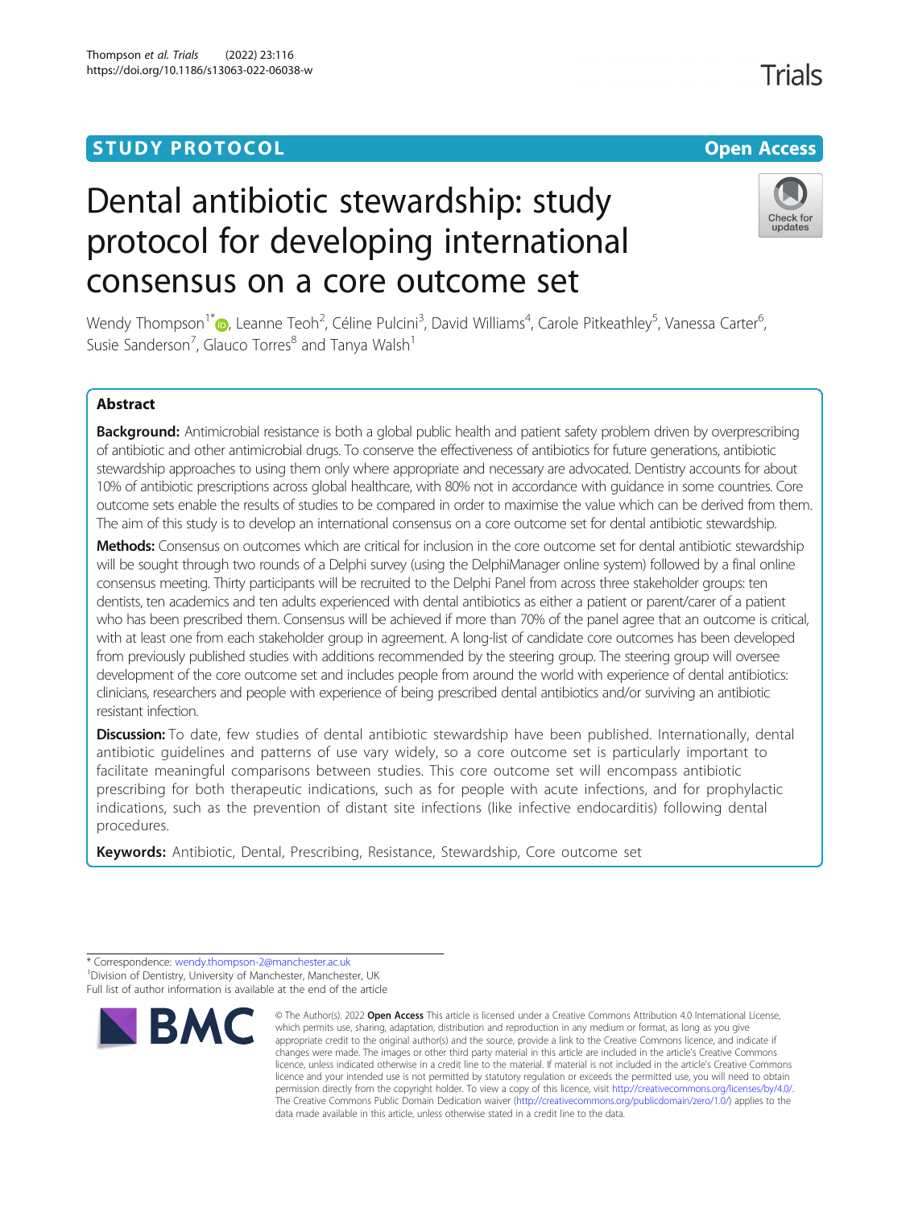STUDY PROTOCOL

Open Access

# Dental antibiotic stewardship: study protocol for developing international consensus on a core outcome set

Wendy Thompson[1*], Leanne Teoh[2], Céline Pulcini[3], David Williams[4], Carole Pitkeathley[5], Vanessa Carter[6], Susie Sanderson[7], Glauco Torres[8] and Tanya Walsh[1]

## Abstract

**Background:** Antimicrobial resistance is both a global public health and patient safety problem driven by overprescribing of antibiotic and other antimicrobial drugs. To conserve the effectiveness of antibiotics for future generations, antibiotic stewardship approaches to using them only where appropriate and necessary are advocated. Dentistry accounts for about 10% of antibiotic prescriptions across global healthcare, with 80% not in accordance with guidance in some countries. Core outcome sets enable the results of studies to be compared in order to maximise the value which can be derived from them. The aim of this study is to develop an international consensus on a core outcome set for dental antibiotic stewardship.

**Methods:** Consensus on outcomes which are critical for inclusion in the core outcome set for dental antibiotic stewardship will be sought through two rounds of a Delphi survey (using the DelphiManager online system) followed by a final online consensus meeting. Thirty participants will be recruited to the Delphi Panel from across three stakeholder groups: ten dentists, ten academics and ten adults experienced with dental antibiotics as either a patient or parent/carer of a patient who has been prescribed them. Consensus will be achieved if more than 70% of the panel agree that an outcome is critical, with at least one from each stakeholder group in agreement. A long-list of candidate core outcomes has been developed from previously published studies with additions recommended by the steering group. The steering group will oversee development of the core outcome set and includes people from around the world with experience of dental antibiotics: clinicians, researchers and people with experience of being prescribed dental antibiotics and/or surviving an antibiotic resistant infection.

**Discussion:** To date, few studies of dental antibiotic stewardship have been published. Internationally, dental antibiotic guidelines and patterns of use vary widely, so a core outcome set is particularly important to facilitate meaningful comparisons between studies. This core outcome set will encompass antibiotic prescribing for both therapeutic indications, such as for people with acute infections, and for prophylactic indications, such as the prevention of distant site infections (like infective endocarditis) following dental procedures.

**Keywords:** Antibiotic, Dental, Prescribing, Resistance, Stewardship, Core outcome set

\* Correspondence: wendy.thompson-2@manchester.ac.uk
[1]Division of Dentistry, University of Manchester, Manchester, UK
Full list of author information is available at the end of the article

© The Author(s). 2022 **Open Access** This article is licensed under a Creative Commons Attribution 4.0 International License, which permits use, sharing, adaptation, distribution and reproduction in any medium or format, as long as you give appropriate credit to the original author(s) and the source, provide a link to the Creative Commons licence, and indicate if changes were made. The images or other third party material in this article are included in the article's Creative Commons licence, unless indicated otherwise in a credit line to the material. If material is not included in the article's Creative Commons licence and your intended use is not permitted by statutory regulation or exceeds the permitted use, you will need to obtain permission directly from the copyright holder. To view a copy of this licence, visit http://creativecommons.org/licenses/by/4.0/. The Creative Commons Public Domain Dedication waiver (http://creativecommons.org/publicdomain/zero/1.0/) applies to the data made available in this article, unless otherwise stated in a credit line to the data.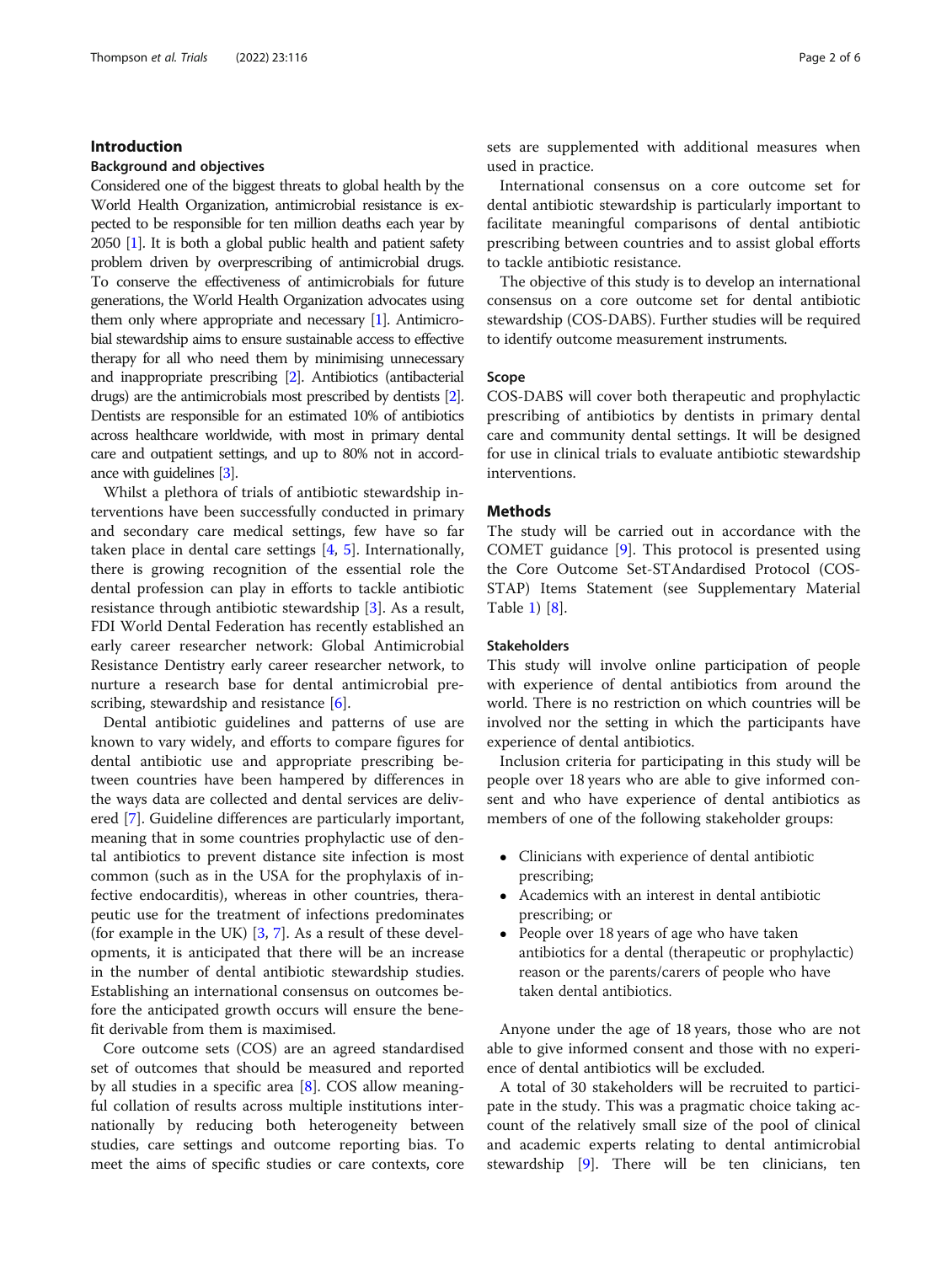## Introduction

### Background and objectives

Considered one of the biggest threats to global health by the World Health Organization, antimicrobial resistance is expected to be responsible for ten million deaths each year by 2050 [1]. It is both a global public health and patient safety problem driven by overprescribing of antimicrobial drugs. To conserve the effectiveness of antimicrobials for future generations, the World Health Organization advocates using them only where appropriate and necessary [1]. Antimicrobial stewardship aims to ensure sustainable access to effective therapy for all who need them by minimising unnecessary and inappropriate prescribing [2]. Antibiotics (antibacterial drugs) are the antimicrobials most prescribed by dentists [2]. Dentists are responsible for an estimated 10% of antibiotics across healthcare worldwide, with most in primary dental care and outpatient settings, and up to 80% not in accordance with guidelines [3].

Whilst a plethora of trials of antibiotic stewardship interventions have been successfully conducted in primary and secondary care medical settings, few have so far taken place in dental care settings [4, 5]. Internationally, there is growing recognition of the essential role the dental profession can play in efforts to tackle antibiotic resistance through antibiotic stewardship [3]. As a result, FDI World Dental Federation has recently established an early career researcher network: Global Antimicrobial Resistance Dentistry early career researcher network, to nurture a research base for dental antimicrobial prescribing, stewardship and resistance [6].

Dental antibiotic guidelines and patterns of use are known to vary widely, and efforts to compare figures for dental antibiotic use and appropriate prescribing between countries have been hampered by differences in the ways data are collected and dental services are delivered [7]. Guideline differences are particularly important, meaning that in some countries prophylactic use of dental antibiotics to prevent distance site infection is most common (such as in the USA for the prophylaxis of infective endocarditis), whereas in other countries, therapeutic use for the treatment of infections predominates (for example in the UK) [3, 7]. As a result of these developments, it is anticipated that there will be an increase in the number of dental antibiotic stewardship studies. Establishing an international consensus on outcomes before the anticipated growth occurs will ensure the benefit derivable from them is maximised.

Core outcome sets (COS) are an agreed standardised set of outcomes that should be measured and reported by all studies in a specific area [8]. COS allow meaningful collation of results across multiple institutions internationally by reducing both heterogeneity between studies, care settings and outcome reporting bias. To meet the aims of specific studies or care contexts, core sets are supplemented with additional measures when used in practice.

International consensus on a core outcome set for dental antibiotic stewardship is particularly important to facilitate meaningful comparisons of dental antibiotic prescribing between countries and to assist global efforts to tackle antibiotic resistance.

The objective of this study is to develop an international consensus on a core outcome set for dental antibiotic stewardship (COS-DABS). Further studies will be required to identify outcome measurement instruments.

### Scope

COS-DABS will cover both therapeutic and prophylactic prescribing of antibiotics by dentists in primary dental care and community dental settings. It will be designed for use in clinical trials to evaluate antibiotic stewardship interventions.

## Methods

The study will be carried out in accordance with the COMET guidance [9]. This protocol is presented using the Core Outcome Set-STAndardised Protocol (COS-STAP) Items Statement (see Supplementary Material Table 1) [8].

### Stakeholders

This study will involve online participation of people with experience of dental antibiotics from around the world. There is no restriction on which countries will be involved nor the setting in which the participants have experience of dental antibiotics.

Inclusion criteria for participating in this study will be people over 18 years who are able to give informed consent and who have experience of dental antibiotics as members of one of the following stakeholder groups:

- Clinicians with experience of dental antibiotic prescribing;
- Academics with an interest in dental antibiotic prescribing; or
- People over 18 years of age who have taken antibiotics for a dental (therapeutic or prophylactic) reason or the parents/carers of people who have taken dental antibiotics.

Anyone under the age of 18 years, those who are not able to give informed consent and those with no experience of dental antibiotics will be excluded.

A total of 30 stakeholders will be recruited to participate in the study. This was a pragmatic choice taking account of the relatively small size of the pool of clinical and academic experts relating to dental antimicrobial stewardship [9]. There will be ten clinicians, ten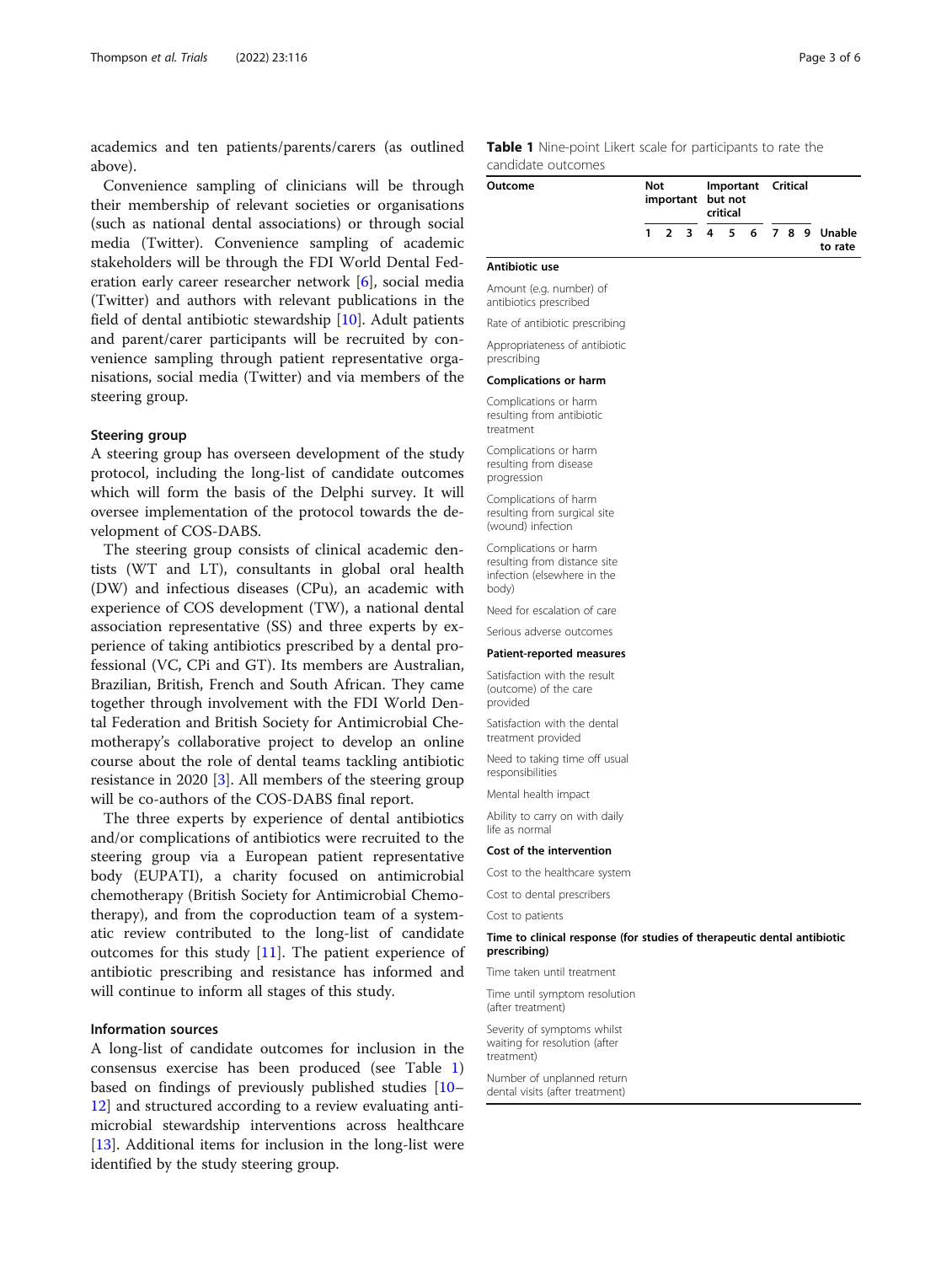academics and ten patients/parents/carers (as outlined above).

Convenience sampling of clinicians will be through their membership of relevant societies or organisations (such as national dental associations) or through social media (Twitter). Convenience sampling of academic stakeholders will be through the FDI World Dental Federation early career researcher network [6], social media (Twitter) and authors with relevant publications in the field of dental antibiotic stewardship [10]. Adult patients and parent/carer participants will be recruited by convenience sampling through patient representative organisations, social media (Twitter) and via members of the steering group.

### Steering group

A steering group has overseen development of the study protocol, including the long-list of candidate outcomes which will form the basis of the Delphi survey. It will oversee implementation of the protocol towards the development of COS-DABS.

The steering group consists of clinical academic dentists (WT and LT), consultants in global oral health (DW) and infectious diseases (CPu), an academic with experience of COS development (TW), a national dental association representative (SS) and three experts by experience of taking antibiotics prescribed by a dental professional (VC, CPi and GT). Its members are Australian, Brazilian, British, French and South African. They came together through involvement with the FDI World Dental Federation and British Society for Antimicrobial Chemotherapy's collaborative project to develop an online course about the role of dental teams tackling antibiotic resistance in 2020 [3]. All members of the steering group will be co-authors of the COS-DABS final report.

The three experts by experience of dental antibiotics and/or complications of antibiotics were recruited to the steering group via a European patient representative body (EUPATI), a charity focused on antimicrobial chemotherapy (British Society for Antimicrobial Chemotherapy), and from the coproduction team of a systematic review contributed to the long-list of candidate outcomes for this study [11]. The patient experience of antibiotic prescribing and resistance has informed and will continue to inform all stages of this study.

### Information sources

A long-list of candidate outcomes for inclusion in the consensus exercise has been produced (see Table 1) based on findings of previously published studies [10–12] and structured according to a review evaluating antimicrobial stewardship interventions across healthcare [13]. Additional items for inclusion in the long-list were identified by the study steering group.

**Table 1** Nine-point Likert scale for participants to rate the candidate outcomes

| Outcome | Not important | | | Important but not critical | | | Critical | | | |
|---|---|---|---|---|---|---|---|---|---|---|
| | 1 | 2 | 3 | 4 | 5 | 6 | 7 | 8 | 9 | Unable to rate |
| **Antibiotic use** | | | | | | | | | | |
| Amount (e.g. number) of antibiotics prescribed | | | | | | | | | | |
| Rate of antibiotic prescribing | | | | | | | | | | |
| Appropriateness of antibiotic prescribing | | | | | | | | | | |
| **Complications or harm** | | | | | | | | | | |
| Complications or harm resulting from antibiotic treatment | | | | | | | | | | |
| Complications or harm resulting from disease progression | | | | | | | | | | |
| Complications of harm resulting from surgical site (wound) infection | | | | | | | | | | |
| Complications or harm resulting from distance site infection (elsewhere in the body) | | | | | | | | | | |
| Need for escalation of care | | | | | | | | | | |
| Serious adverse outcomes | | | | | | | | | | |
| **Patient-reported measures** | | | | | | | | | | |
| Satisfaction with the result (outcome) of the care provided | | | | | | | | | | |
| Satisfaction with the dental treatment provided | | | | | | | | | | |
| Need to taking time off usual responsibilities | | | | | | | | | | |
| Mental health impact | | | | | | | | | | |
| Ability to carry on with daily life as normal | | | | | | | | | | |
| **Cost of the intervention** | | | | | | | | | | |
| Cost to the healthcare system | | | | | | | | | | |
| Cost to dental prescribers | | | | | | | | | | |
| Cost to patients | | | | | | | | | | |
| **Time to clinical response (for studies of therapeutic dental antibiotic prescribing)** | | | | | | | | | | |
| Time taken until treatment | | | | | | | | | | |
| Time until symptom resolution (after treatment) | | | | | | | | | | |
| Severity of symptoms whilst waiting for resolution (after treatment) | | | | | | | | | | |
| Number of unplanned return dental visits (after treatment) | | | | | | | | | | |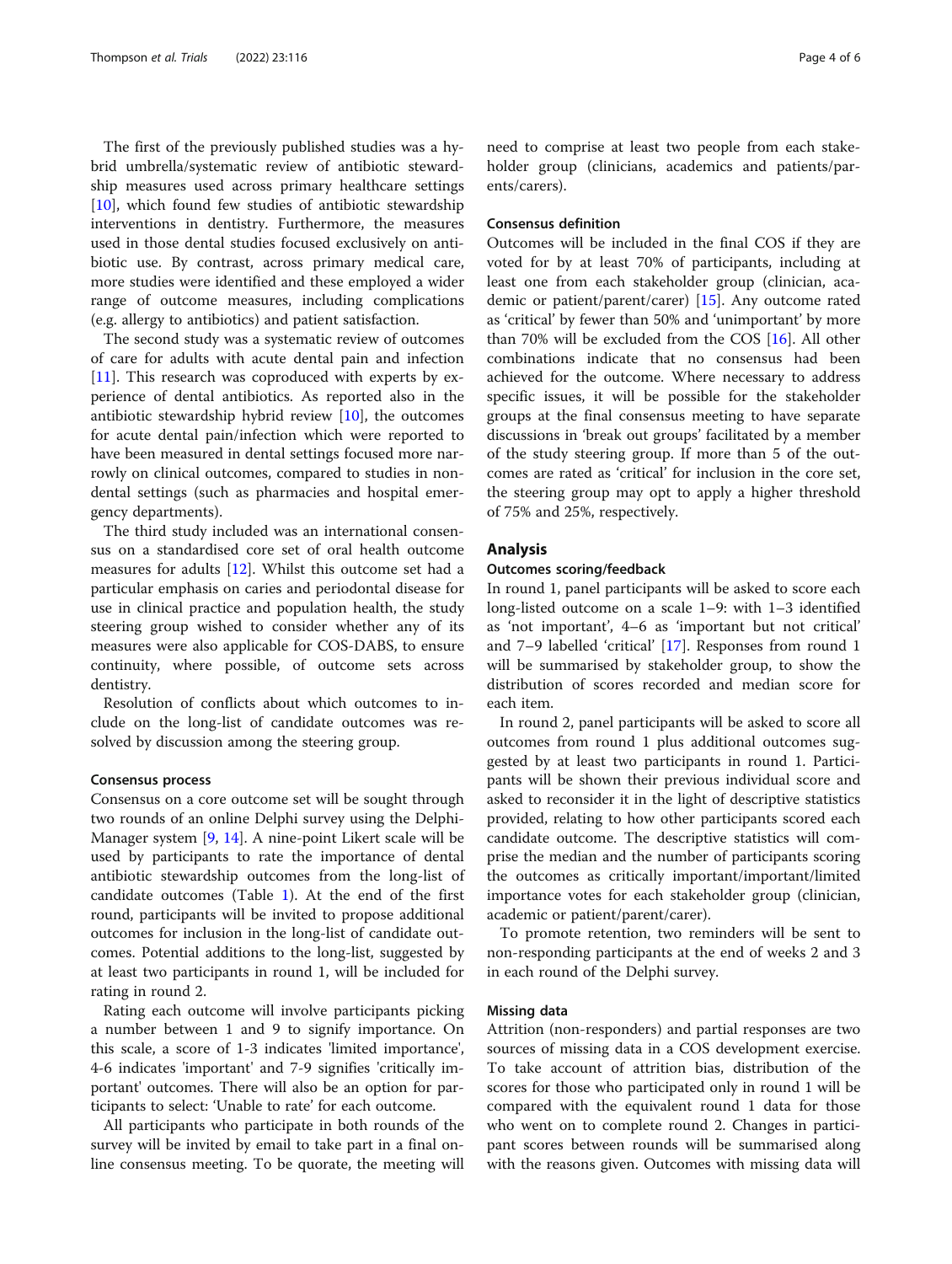The first of the previously published studies was a hybrid umbrella/systematic review of antibiotic stewardship measures used across primary healthcare settings [10], which found few studies of antibiotic stewardship interventions in dentistry. Furthermore, the measures used in those dental studies focused exclusively on antibiotic use. By contrast, across primary medical care, more studies were identified and these employed a wider range of outcome measures, including complications (e.g. allergy to antibiotics) and patient satisfaction.

The second study was a systematic review of outcomes of care for adults with acute dental pain and infection [11]. This research was coproduced with experts by experience of dental antibiotics. As reported also in the antibiotic stewardship hybrid review [10], the outcomes for acute dental pain/infection which were reported to have been measured in dental settings focused more narrowly on clinical outcomes, compared to studies in non-dental settings (such as pharmacies and hospital emergency departments).

The third study included was an international consensus on a standardised core set of oral health outcome measures for adults [12]. Whilst this outcome set had a particular emphasis on caries and periodontal disease for use in clinical practice and population health, the study steering group wished to consider whether any of its measures were also applicable for COS-DABS, to ensure continuity, where possible, of outcome sets across dentistry.

Resolution of conflicts about which outcomes to include on the long-list of candidate outcomes was resolved by discussion among the steering group.

#### Consensus process

Consensus on a core outcome set will be sought through two rounds of an online Delphi survey using the Delphi-Manager system [9, 14]. A nine-point Likert scale will be used by participants to rate the importance of dental antibiotic stewardship outcomes from the long-list of candidate outcomes (Table 1). At the end of the first round, participants will be invited to propose additional outcomes for inclusion in the long-list of candidate outcomes. Potential additions to the long-list, suggested by at least two participants in round 1, will be included for rating in round 2.

Rating each outcome will involve participants picking a number between 1 and 9 to signify importance. On this scale, a score of 1-3 indicates 'limited importance', 4-6 indicates 'important' and 7-9 signifies 'critically important' outcomes. There will also be an option for participants to select: 'Unable to rate' for each outcome.

All participants who participate in both rounds of the survey will be invited by email to take part in a final online consensus meeting. To be quorate, the meeting will need to comprise at least two people from each stakeholder group (clinicians, academics and patients/parents/carers).

#### Consensus definition

Outcomes will be included in the final COS if they are voted for by at least 70% of participants, including at least one from each stakeholder group (clinician, academic or patient/parent/carer) [15]. Any outcome rated as 'critical' by fewer than 50% and 'unimportant' by more than 70% will be excluded from the COS [16]. All other combinations indicate that no consensus had been achieved for the outcome. Where necessary to address specific issues, it will be possible for the stakeholder groups at the final consensus meeting to have separate discussions in 'break out groups' facilitated by a member of the study steering group. If more than 5 of the outcomes are rated as 'critical' for inclusion in the core set, the steering group may opt to apply a higher threshold of 75% and 25%, respectively.

## Analysis

#### Outcomes scoring/feedback

In round 1, panel participants will be asked to score each long-listed outcome on a scale 1–9: with 1–3 identified as 'not important', 4–6 as 'important but not critical' and 7–9 labelled 'critical' [17]. Responses from round 1 will be summarised by stakeholder group, to show the distribution of scores recorded and median score for each item.

In round 2, panel participants will be asked to score all outcomes from round 1 plus additional outcomes suggested by at least two participants in round 1. Participants will be shown their previous individual score and asked to reconsider it in the light of descriptive statistics provided, relating to how other participants scored each candidate outcome. The descriptive statistics will comprise the median and the number of participants scoring the outcomes as critically important/important/limited importance votes for each stakeholder group (clinician, academic or patient/parent/carer).

To promote retention, two reminders will be sent to non-responding participants at the end of weeks 2 and 3 in each round of the Delphi survey.

#### Missing data

Attrition (non-responders) and partial responses are two sources of missing data in a COS development exercise. To take account of attrition bias, distribution of the scores for those who participated only in round 1 will be compared with the equivalent round 1 data for those who went on to complete round 2. Changes in participant scores between rounds will be summarised along with the reasons given. Outcomes with missing data will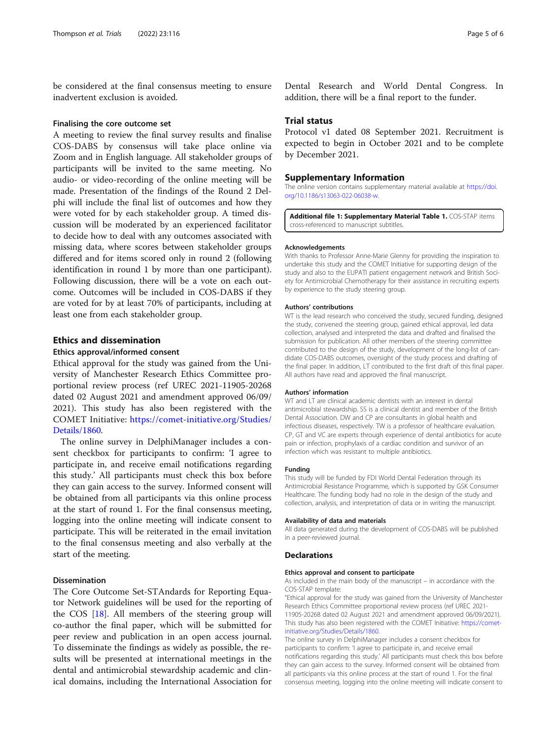be considered at the final consensus meeting to ensure inadvertent exclusion is avoided.

### Finalising the core outcome set

A meeting to review the final survey results and finalise COS-DABS by consensus will take place online via Zoom and in English language. All stakeholder groups of participants will be invited to the same meeting. No audio- or video-recording of the online meeting will be made. Presentation of the findings of the Round 2 Delphi will include the final list of outcomes and how they were voted for by each stakeholder group. A timed discussion will be moderated by an experienced facilitator to decide how to deal with any outcomes associated with missing data, where scores between stakeholder groups differed and for items scored only in round 2 (following identification in round 1 by more than one participant). Following discussion, there will be a vote on each outcome. Outcomes will be included in COS-DABS if they are voted for by at least 70% of participants, including at least one from each stakeholder group.

## Ethics and dissemination

### Ethics approval/informed consent

Ethical approval for the study was gained from the University of Manchester Research Ethics Committee proportional review process (ref UREC 2021-11905-20268 dated 02 August 2021 and amendment approved 06/09/2021). This study has also been registered with the COMET Initiative: https://comet-initiative.org/Studies/Details/1860.

The online survey in DelphiManager includes a consent checkbox for participants to confirm: 'I agree to participate in, and receive email notifications regarding this study.' All participants must check this box before they can gain access to the survey. Informed consent will be obtained from all participants via this online process at the start of round 1. For the final consensus meeting, logging into the online meeting will indicate consent to participate. This will be reiterated in the email invitation to the final consensus meeting and also verbally at the start of the meeting.

### Dissemination

The Core Outcome Set-STAndards for Reporting Equator Network guidelines will be used for the reporting of the COS [18]. All members of the steering group will co-author the final paper, which will be submitted for peer review and publication in an open access journal. To disseminate the findings as widely as possible, the results will be presented at international meetings in the dental and antimicrobial stewardship academic and clinical domains, including the International Association for Dental Research and World Dental Congress. In addition, there will be a final report to the funder.

## Trial status

Protocol v1 dated 08 September 2021. Recruitment is expected to begin in October 2021 and to be complete by December 2021.

## Supplementary Information

The online version contains supplementary material available at https://doi.org/10.1186/s13063-022-06038-w.

**Additional file 1: Supplementary Material Table 1.** COS-STAP items cross-referenced to manuscript subtitles.

#### Acknowledgements

With thanks to Professor Anne-Marie Glenny for providing the inspiration to undertake this study and the COMET Initiative for supporting design of the study and also to the EUPATI patient engagement network and British Society for Antimicrobial Chemotherapy for their assistance in recruiting experts by experience to the study steering group.

#### Authors' contributions

WT is the lead research who conceived the study, secured funding, designed the study, convened the steering group, gained ethical approval, led data collection, analysed and interpreted the data and drafted and finalised the submission for publication. All other members of the steering committee contributed to the design of the study, development of the long-list of candidate COS-DABS outcomes, oversight of the study process and drafting of the final paper. In addition, LT contributed to the first draft of this final paper. All authors have read and approved the final manuscript.

#### Authors' information

WT and LT are clinical academic dentists with an interest in dental antimicrobial stewardship. SS is a clinical dentist and member of the British Dental Association. DW and CP are consultants in global health and infectious diseases, respectively. TW is a professor of healthcare evaluation. CP, GT and VC are experts through experience of dental antibiotics for acute pain or infection, prophylaxis of a cardiac condition and survivor of an infection which was resistant to multiple antibiotics.

#### Funding

This study will be funded by FDI World Dental Federation through its Antimicrobial Resistance Programme, which is supported by GSK Consumer Healthcare. The funding body had no role in the design of the study and collection, analysis, and interpretation of data or in writing the manuscript.

#### Availability of data and materials

All data generated during the development of COS-DABS will be published in a peer-reviewed journal.

### Declarations

#### Ethics approval and consent to participate

As included in the main body of the manuscript – in accordance with the COS-STAP template:

"Ethical approval for the study was gained from the University of Manchester Research Ethics Committee proportional review process (ref UREC 2021-11905-20268 dated 02 August 2021 and amendment approved 06/09/2021). This study has also been registered with the COMET Initiative: https://comet-initiative.org/Studies/Details/1860.

The online survey in DelphiManager includes a consent checkbox for participants to confirm: 'I agree to participate in, and receive email notifications regarding this study.' All participants must check this box before they can gain access to the survey. Informed consent will be obtained from all participants via this online process at the start of round 1. For the final consensus meeting, logging into the online meeting will indicate consent to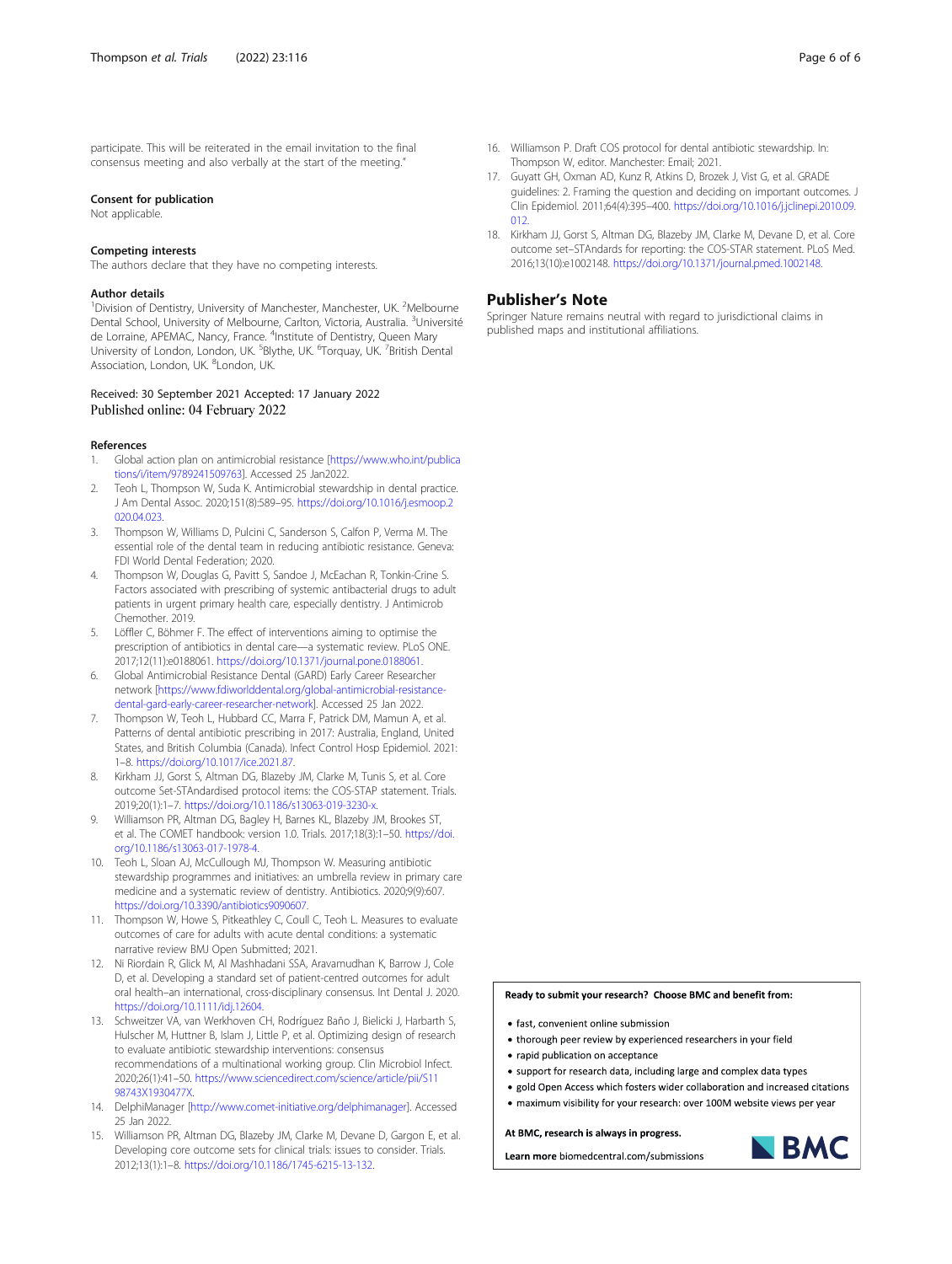participate. This will be reiterated in the email invitation to the final consensus meeting and also verbally at the start of the meeting."

### Consent for publication

Not applicable.

### Competing interests

The authors declare that they have no competing interests.

### Author details

[1]Division of Dentistry, University of Manchester, Manchester, UK. [2]Melbourne Dental School, University of Melbourne, Carlton, Victoria, Australia. [3]Université de Lorraine, APEMAC, Nancy, France. [4]Institute of Dentistry, Queen Mary University of London, London, UK. [5]Blythe, UK. [6]Torquay, UK. [7]British Dental Association, London, UK. [8]London, UK.

Received: 30 September 2021 Accepted: 17 January 2022
Published online: 04 February 2022

### References

1. Global action plan on antimicrobial resistance [https://www.who.int/publications/i/item/9789241509763]. Accessed 25 Jan2022.
2. Teoh L, Thompson W, Suda K. Antimicrobial stewardship in dental practice. J Am Dental Assoc. 2020;151(8):589–95. https://doi.org/10.1016/j.esmoop.2020.04.023.
3. Thompson W, Williams D, Pulcini C, Sanderson S, Calfon P, Verma M. The essential role of the dental team in reducing antibiotic resistance. Geneva: FDI World Dental Federation; 2020.
4. Thompson W, Douglas G, Pavitt S, Sandoe J, McEachan R, Tonkin-Crine S. Factors associated with prescribing of systemic antibacterial drugs to adult patients in urgent primary health care, especially dentistry. J Antimicrob Chemother. 2019.
5. Löffler C, Böhmer F. The effect of interventions aiming to optimise the prescription of antibiotics in dental care—a systematic review. PLoS ONE. 2017;12(11):e0188061. https://doi.org/10.1371/journal.pone.0188061.
6. Global Antimicrobial Resistance Dental (GARD) Early Career Researcher network [https://www.fdiworlddental.org/global-antimicrobial-resistance-dental-gard-early-career-researcher-network]. Accessed 25 Jan 2022.
7. Thompson W, Teoh L, Hubbard CC, Marra F, Patrick DM, Mamun A, et al. Patterns of dental antibiotic prescribing in 2017: Australia, England, United States, and British Columbia (Canada). Infect Control Hosp Epidemiol. 2021: 1–8. https://doi.org/10.1017/ice.2021.87.
8. Kirkham JJ, Gorst S, Altman DG, Blazeby JM, Clarke M, Tunis S, et al. Core outcome Set-STAndardised protocol items: the COS-STAP statement. Trials. 2019;20(1):1–7. https://doi.org/10.1186/s13063-019-3230-x.
9. Williamson PR, Altman DG, Bagley H, Barnes KL, Blazeby JM, Brookes ST, et al. The COMET handbook: version 1.0. Trials. 2017;18(3):1–50. https://doi.org/10.1186/s13063-017-1978-4.
10. Teoh L, Sloan AJ, McCullough MJ, Thompson W. Measuring antibiotic stewardship programmes and initiatives: an umbrella review in primary care medicine and a systematic review of dentistry. Antibiotics. 2020;9(9):607. https://doi.org/10.3390/antibiotics9090607.
11. Thompson W, Howe S, Pitkeathley C, Coull C, Teoh L. Measures to evaluate outcomes of care for adults with acute dental conditions: a systematic narrative review BMJ Open Submitted; 2021.
12. Ni Riordain R, Glick M, Al Mashhadani SSA, Aravamudhan K, Barrow J, Cole D, et al. Developing a standard set of patient-centred outcomes for adult oral health–an international, cross-disciplinary consensus. Int Dental J. 2020. https://doi.org/10.1111/idj.12604.
13. Schweitzer VA, van Werkhoven CH, Rodríguez Baño J, Bielicki J, Harbarth S, Hulscher M, Huttner B, Islam J, Little P, et al. Optimizing design of research to evaluate antibiotic stewardship interventions: consensus recommendations of a multinational working group. Clin Microbiol Infect. 2020;26(1):41–50. https://www.sciencedirect.com/science/article/pii/S1198743X1930477X.
14. DelphiManager [http://www.comet-initiative.org/delphimanager]. Accessed 25 Jan 2022.
15. Williamson PR, Altman DG, Blazeby JM, Clarke M, Devane D, Gargon E, et al. Developing core outcome sets for clinical trials: issues to consider. Trials. 2012;13(1):1–8. https://doi.org/10.1186/1745-6215-13-132.
16. Williamson P. Draft COS protocol for dental antibiotic stewardship. In: Thompson W, editor. Manchester: Email; 2021.
17. Guyatt GH, Oxman AD, Kunz R, Atkins D, Brozek J, Vist G, et al. GRADE guidelines: 2. Framing the question and deciding on important outcomes. J Clin Epidemiol. 2011;64(4):395–400. https://doi.org/10.1016/j.jclinepi.2010.09.012.
18. Kirkham JJ, Gorst S, Altman DG, Blazeby JM, Clarke M, Devane D, et al. Core outcome set–STAndards for reporting: the COS-STAR statement. PLoS Med. 2016;13(10):e1002148. https://doi.org/10.1371/journal.pmed.1002148.

## Publisher's Note

Springer Nature remains neutral with regard to jurisdictional claims in published maps and institutional affiliations.

**Ready to submit your research? Choose BMC and benefit from:**

- fast, convenient online submission
- thorough peer review by experienced researchers in your field
- rapid publication on acceptance
- support for research data, including large and complex data types
- gold Open Access which fosters wider collaboration and increased citations
- maximum visibility for your research: over 100M website views per year

**At BMC, research is always in progress.**

**Learn more** biomedcentral.com/submissions

BMC